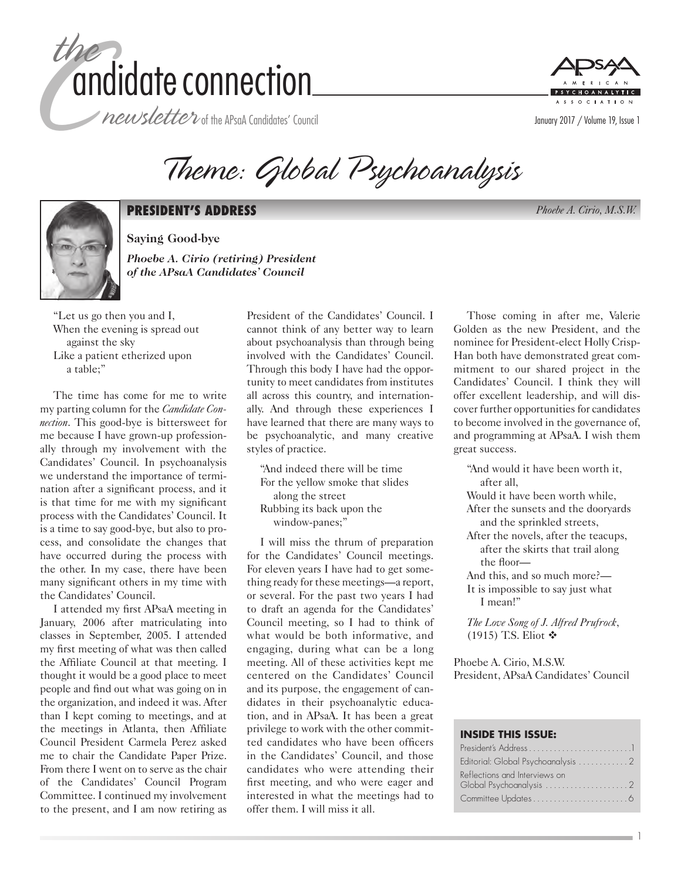# the candidate connection

*newsletter* of the APsaA Candidates' Council

January 2017 / Volume 19, Issue 1

# *Theme: Global Psychoanalysis*

## PRESIDENT'S ADDRESS

*Phoebe A. Cirio, M.S.W.*

**Saying Good-bye**

***Phoebe A. Cirio (retiring) President of the APsaA Candidates' Council***

"Let us go then you and I,  
When the evening is spread out against the sky  
Like a patient etherized upon a table;"

The time has come for me to write my parting column for the *Candidate Connection*. This good-bye is bittersweet for me because I have grown-up professionally through my involvement with the Candidates' Council. In psychoanalysis we understand the importance of termination after a significant process, and it is that time for me with my significant process with the Candidates' Council. It is a time to say good-bye, but also to process, and consolidate the changes that have occurred during the process with the other. In my case, there have been many significant others in my time with the Candidates' Council.

I attended my first APsaA meeting in January, 2006 after matriculating into classes in September, 2005. I attended my first meeting of what was then called the Affiliate Council at that meeting. I thought it would be a good place to meet people and find out what was going on in the organization, and indeed it was. After than I kept coming to meetings, and at the meetings in Atlanta, then Affiliate Council President Carmela Perez asked me to chair the Candidate Paper Prize. From there I went on to serve as the chair of the Candidates' Council Program Committee. I continued my involvement to the present, and I am now retiring as President of the Candidates' Council. I cannot think of any better way to learn about psychoanalysis than through being involved with the Candidates' Council. Through this body I have had the opportunity to meet candidates from institutes all across this country, and internationally. And through these experiences I have learned that there are many ways to be psychoanalytic, and many creative styles of practice.

"And indeed there will be time  
For the yellow smoke that slides along the street  
Rubbing its back upon the window-panes;"

I will miss the thrum of preparation for the Candidates' Council meetings. For eleven years I have had to get something ready for these meetings—a report, or several. For the past two years I had to draft an agenda for the Candidates' Council meeting, so I had to think of what would be both informative, and engaging, during what can be a long meeting. All of these activities kept me centered on the Candidates' Council and its purpose, the engagement of candidates in their psychoanalytic education, and in APsaA. It has been a great privilege to work with the other committed candidates who have been officers in the Candidates' Council, and those candidates who were attending their first meeting, and who were eager and interested in what the meetings had to offer them. I will miss it all.

Those coming in after me, Valerie Golden as the new President, and the nominee for President-elect Holly Crisp-Han both have demonstrated great commitment to our shared project in the Candidates' Council. I think they will offer excellent leadership, and will discover further opportunities for candidates to become involved in the governance of, and programming at APsaA. I wish them great success.

"And would it have been worth it, after all,  
Would it have been worth while,  
After the sunsets and the dooryards and the sprinkled streets,  
After the novels, after the teacups, after the skirts that trail along the floor—  
And this, and so much more?—  
It is impossible to say just what I mean!"

*The Love Song of J. Alfred Prufrock*, (1915) T.S. Eliot ❖

Phoebe A. Cirio, M.S.W.  
President, APsaA Candidates' Council

**INSIDE THIS ISSUE:**

- President's Address .......... 1
- Editorial: Global Psychoanalysis .......... 2
- Reflections and Interviews on Global Psychoanalysis .......... 2
- Committee Updates .......... 6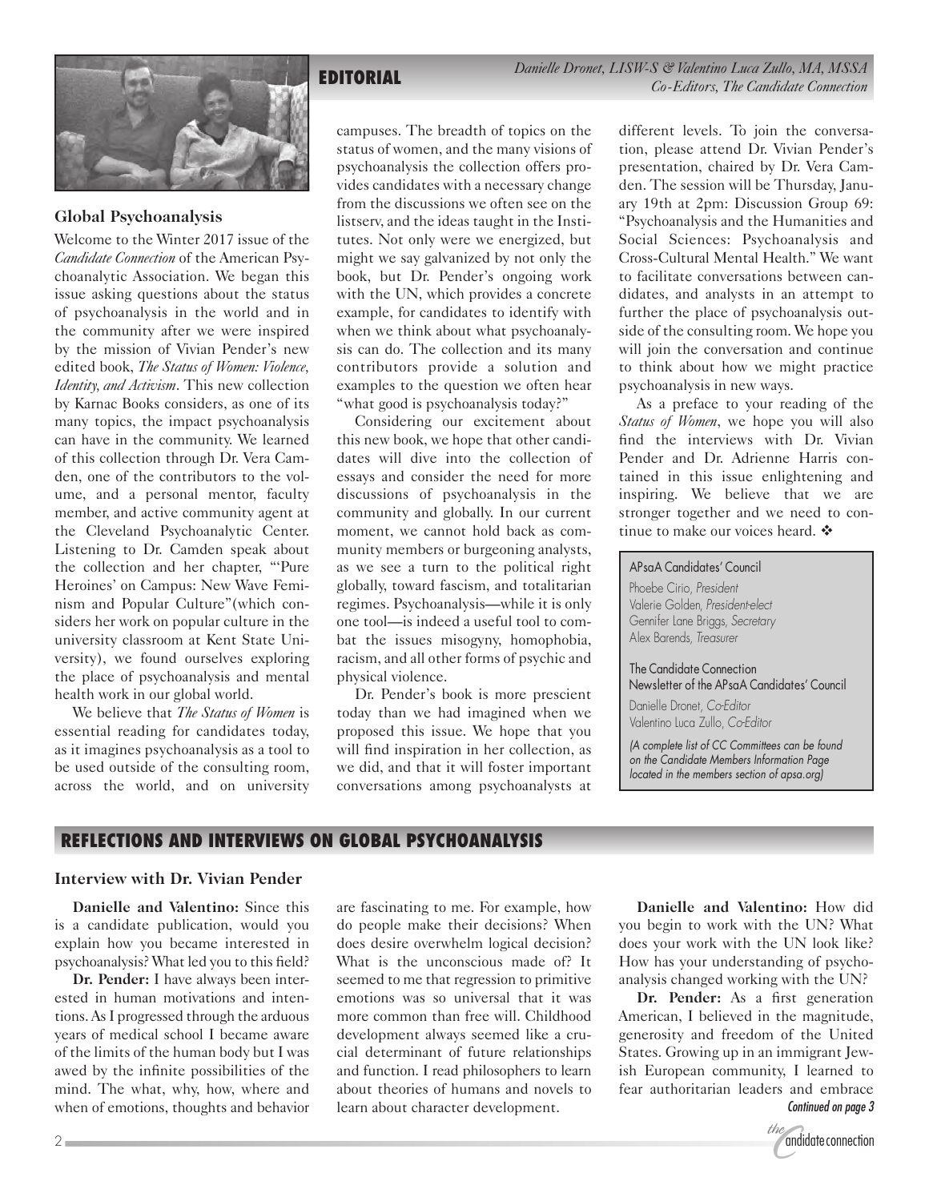## EDITORIAL

*Danielle Dronet, LISW-S & Valentino Luca Zullo, MA, MSSA*
*Co-Editors, The Candidate Connection*

### Global Psychoanalysis

Welcome to the Winter 2017 issue of the *Candidate Connection* of the American Psychoanalytic Association. We began this issue asking questions about the status of psychoanalysis in the world and in the community after we were inspired by the mission of Vivian Pender's new edited book, *The Status of Women: Violence, Identity, and Activism*. This new collection by Karnac Books considers, as one of its many topics, the impact psychoanalysis can have in the community. We learned of this collection through Dr. Vera Camden, one of the contributors to the volume, and a personal mentor, faculty member, and active community agent at the Cleveland Psychoanalytic Center. Listening to Dr. Camden speak about the collection and her chapter, "'Pure Heroines' on Campus: New Wave Feminism and Popular Culture"(which considers her work on popular culture in the university classroom at Kent State University), we found ourselves exploring the place of psychoanalysis and mental health work in our global world.

We believe that *The Status of Women* is essential reading for candidates today, as it imagines psychoanalysis as a tool to be used outside of the consulting room, across the world, and on university campuses. The breadth of topics on the status of women, and the many visions of psychoanalysis the collection offers provides candidates with a necessary change from the discussions we often see on the listserv, and the ideas taught in the Institutes. Not only were we energized, but might we say galvanized by not only the book, but Dr. Pender's ongoing work with the UN, which provides a concrete example, for candidates to identify with when we think about what psychoanalysis can do. The collection and its many contributors provide a solution and examples to the question we often hear "what good is psychoanalysis today?"

Considering our excitement about this new book, we hope that other candidates will dive into the collection of essays and consider the need for more discussions of psychoanalysis in the community and globally. In our current moment, we cannot hold back as community members or burgeoning analysts, as we see a turn to the political right globally, toward fascism, and totalitarian regimes. Psychoanalysis—while it is only one tool—is indeed a useful tool to combat the issues misogyny, homophobia, racism, and all other forms of psychic and physical violence.

Dr. Pender's book is more prescient today than we had imagined when we proposed this issue. We hope that you will find inspiration in her collection, as we did, and that it will foster important conversations among psychoanalysts at different levels. To join the conversation, please attend Dr. Vivian Pender's presentation, chaired by Dr. Vera Camden. The session will be Thursday, January 19th at 2pm: Discussion Group 69: "Psychoanalysis and the Humanities and Social Sciences: Psychoanalysis and Cross-Cultural Mental Health." We want to facilitate conversations between candidates, and analysts in an attempt to further the place of psychoanalysis outside of the consulting room. We hope you will join the conversation and continue to think about how we might practice psychoanalysis in new ways.

As a preface to your reading of the *Status of Women*, we hope you will also find the interviews with Dr. Vivian Pender and Dr. Adrienne Harris contained in this issue enlightening and inspiring. We believe that we are stronger together and we need to continue to make our voices heard. ❖

---

**APsaA Candidates' Council**

Phoebe Cirio, *President*
Valerie Golden, *President-elect*
Gennifer Lane Briggs, *Secretary*
Alex Barends, *Treasurer*

**The Candidate Connection**
**Newsletter of the APsaA Candidates' Council**

Danielle Dronet, *Co-Editor*
Valentino Luca Zullo, *Co-Editor*

*(A complete list of CC Committees can be found on the Candidate Members Information Page located in the members section of apsa.org)*

---

## REFLECTIONS AND INTERVIEWS ON GLOBAL PSYCHOANALYSIS

### Interview with Dr. Vivian Pender

**Danielle and Valentino:** Since this is a candidate publication, would you explain how you became interested in psychoanalysis? What led you to this field?

**Dr. Pender:** I have always been interested in human motivations and intentions. As I progressed through the arduous years of medical school I became aware of the limits of the human body but I was awed by the infinite possibilities of the mind. The what, why, how, where and when of emotions, thoughts and behavior are fascinating to me. For example, how do people make their decisions? When does desire overwhelm logical decision? What is the unconscious made of? It seemed to me that regression to primitive emotions was so universal that it was more common than free will. Childhood development always seemed like a crucial determinant of future relationships and function. I read philosophers to learn about theories of humans and novels to learn about character development.

**Danielle and Valentino:** How did you begin to work with the UN? What does your work with the UN look like? How has your understanding of psychoanalysis changed working with the UN?

**Dr. Pender:** As a first generation American, I believed in the magnitude, generosity and freedom of the United States. Growing up in an immigrant Jewish European community, I learned to fear authoritarian leaders and embrace

*Continued on page 3*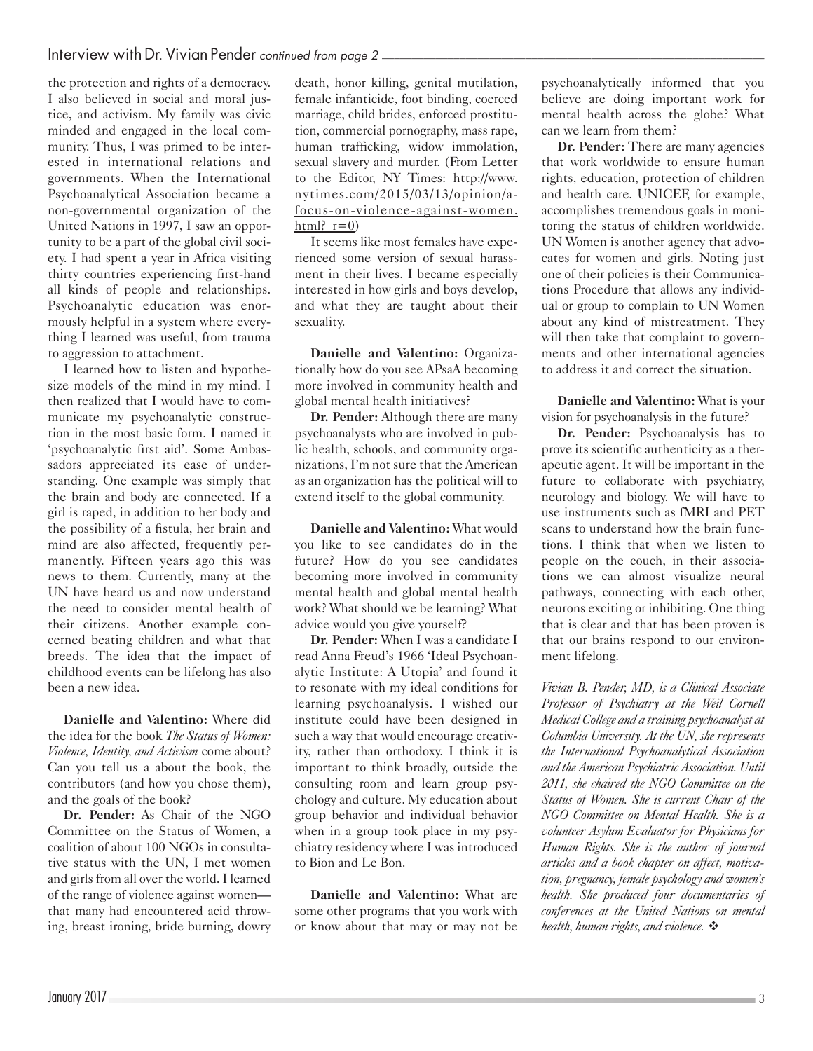the protection and rights of a democracy. I also believed in social and moral justice, and activism. My family was civic minded and engaged in the local community. Thus, I was primed to be interested in international relations and governments. When the International Psychoanalytical Association became a non-governmental organization of the United Nations in 1997, I saw an opportunity to be a part of the global civil society. I had spent a year in Africa visiting thirty countries experiencing first-hand all kinds of people and relationships. Psychoanalytic education was enormously helpful in a system where everything I learned was useful, from trauma to aggression to attachment.

I learned how to listen and hypothesize models of the mind in my mind. I then realized that I would have to communicate my psychoanalytic construction in the most basic form. I named it 'psychoanalytic first aid'. Some Ambassadors appreciated its ease of understanding. One example was simply that the brain and body are connected. If a girl is raped, in addition to her body and the possibility of a fistula, her brain and mind are also affected, frequently permanently. Fifteen years ago this was news to them. Currently, many at the UN have heard us and now understand the need to consider mental health of their citizens. Another example concerned beating children and what that breeds. The idea that the impact of childhood events can be lifelong has also been a new idea.

**Danielle and Valentino:** Where did the idea for the book *The Status of Women: Violence, Identity, and Activism* come about? Can you tell us a about the book, the contributors (and how you chose them), and the goals of the book?

**Dr. Pender:** As Chair of the NGO Committee on the Status of Women, a coalition of about 100 NGOs in consultative status with the UN, I met women and girls from all over the world. I learned of the range of violence against women—that many had encountered acid throwing, breast ironing, bride burning, dowry death, honor killing, genital mutilation, female infanticide, foot binding, coerced marriage, child brides, enforced prostitution, commercial pornography, mass rape, human trafficking, widow immolation, sexual slavery and murder. (From Letter to the Editor, NY Times: http://www.nytimes.com/2015/03/13/opinion/a-focus-on-violence-against-women.html?_r=0)

It seems like most females have experienced some version of sexual harassment in their lives. I became especially interested in how girls and boys develop, and what they are taught about their sexuality.

**Danielle and Valentino:** Organizationally how do you see APsaA becoming more involved in community health and global mental health initiatives?

**Dr. Pender:** Although there are many psychoanalysts who are involved in public health, schools, and community organizations, I'm not sure that the American as an organization has the political will to extend itself to the global community.

**Danielle and Valentino:** What would you like to see candidates do in the future? How do you see candidates becoming more involved in community mental health and global mental health work? What should we be learning? What advice would you give yourself?

**Dr. Pender:** When I was a candidate I read Anna Freud's 1966 'Ideal Psychoanalytic Institute: A Utopia' and found it to resonate with my ideal conditions for learning psychoanalysis. I wished our institute could have been designed in such a way that would encourage creativity, rather than orthodoxy. I think it is important to think broadly, outside the consulting room and learn group psychology and culture. My education about group behavior and individual behavior when in a group took place in my psychiatry residency where I was introduced to Bion and Le Bon.

**Danielle and Valentino:** What are some other programs that you work with or know about that may or may not be psychoanalytically informed that you believe are doing important work for mental health across the globe? What can we learn from them?

**Dr. Pender:** There are many agencies that work worldwide to ensure human rights, education, protection of children and health care. UNICEF, for example, accomplishes tremendous goals in monitoring the status of children worldwide. UN Women is another agency that advocates for women and girls. Noting just one of their policies is their Communications Procedure that allows any individual or group to complain to UN Women about any kind of mistreatment. They will then take that complaint to governments and other international agencies to address it and correct the situation.

**Danielle and Valentino:** What is your vision for psychoanalysis in the future?

**Dr. Pender:** Psychoanalysis has to prove its scientific authenticity as a therapeutic agent. It will be important in the future to collaborate with psychiatry, neurology and biology. We will have to use instruments such as fMRI and PET scans to understand how the brain functions. I think that when we listen to people on the couch, in their associations we can almost visualize neural pathways, connecting with each other, neurons exciting or inhibiting. One thing that is clear and that has been proven is that our brains respond to our environment lifelong.

*Vivian B. Pender, MD, is a Clinical Associate Professor of Psychiatry at the Weil Cornell Medical College and a training psychoanalyst at Columbia University. At the UN, she represents the International Psychoanalytical Association and the American Psychiatric Association. Until 2011, she chaired the NGO Committee on the Status of Women. She is current Chair of the NGO Committee on Mental Health. She is a volunteer Asylum Evaluator for Physicians for Human Rights. She is the author of journal articles and a book chapter on affect, motivation, pregnancy, female psychology and women's health. She produced four documentaries of conferences at the United Nations on mental health, human rights, and violence.* ❖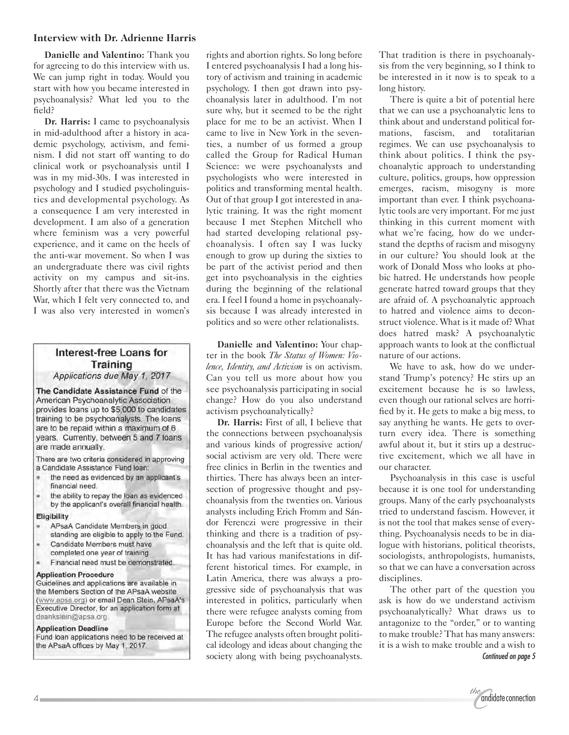### Interview with Dr. Adrienne Harris

**Danielle and Valentino:** Thank you for agreeing to do this interview with us. We can jump right in today. Would you start with how you became interested in psychoanalysis? What led you to the field?

**Dr. Harris:** I came to psychoanalysis in mid-adulthood after a history in academic psychology, activism, and feminism. I did not start off wanting to do clinical work or psychoanalysis until I was in my mid-30s. I was interested in psychology and I studied psycholinguistics and developmental psychology. As a consequence I am very interested in development. I am also of a generation where feminism was a very powerful experience, and it came on the heels of the anti-war movement. So when I was an undergraduate there was civil rights activity on my campus and sit-ins. Shortly after that there was the Vietnam War, which I felt very connected to, and I was also very interested in women's rights and abortion rights. So long before I entered psychoanalysis I had a long history of activism and training in academic psychology. I then got drawn into psychoanalysis later in adulthood. I'm not sure why, but it seemed to be the right place for me to be an activist. When I came to live in New York in the seventies, a number of us formed a group called the Group for Radical Human Science: we were psychoanalysts and psychologists who were interested in politics and transforming mental health. Out of that group I got interested in analytic training. It was the right moment because I met Stephen Mitchell who had started developing relational psychoanalysis. I often say I was lucky enough to grow up during the sixties to be part of the activist period and then get into psychoanalysis in the eighties during the beginning of the relational era. I feel I found a home in psychoanalysis because I was already interested in politics and so were other relationalists.

**Danielle and Valentino:** Your chapter in the book *The Status of Women: Violence, Identity, and Activism* is on activism. Can you tell us more about how you see psychoanalysis participating in social change? How do you also understand activism psychoanalytically?

**Dr. Harris:** First of all, I believe that the connections between psychoanalysis and various kinds of progressive action/social activism are very old. There were free clinics in Berlin in the twenties and thirties. There has always been an intersection of progressive thought and psychoanalysis from the twenties on. Various analysts including Erich Fromm and Sándor Ferenczi were progressive in their thinking and there is a tradition of psychoanalysis and the left that is quite old. It has had various manifestations in different historical times. For example, in Latin America, there was always a progressive side of psychoanalysis that was interested in politics, particularly when there were refugee analysts coming from Europe before the Second World War. The refugee analysts often brought political ideology and ideas about changing the society along with being psychoanalysts. That tradition is there in psychoanalysis from the very beginning, so I think to be interested in it now is to speak to a long history.

There is quite a bit of potential here that we can use a psychoanalytic lens to think about and understand political formations, fascism, and totalitarian regimes. We can use psychoanalysis to think about politics. I think the psychoanalytic approach to understanding culture, politics, groups, how oppression emerges, racism, misogyny is more important than ever. I think psychoanalytic tools are very important. For me just thinking in this current moment with what we're facing, how do we understand the depths of racism and misogyny in our culture? You should look at the work of Donald Moss who looks at phobic hatred. He understands how people generate hatred toward groups that they are afraid of. A psychoanalytic approach to hatred and violence aims to deconstruct violence. What is it made of? What does hatred mask? A psychoanalytic approach wants to look at the conflictual nature of our actions.

We have to ask, how do we understand Trump's potency? He stirs up an excitement because he is so lawless, even though our rational selves are horrified by it. He gets to make a big mess, to say anything he wants. He gets to overturn every idea. There is something awful about it, but it stirs up a destructive excitement, which we all have in our character.

Psychoanalysis in this case is useful because it is one tool for understanding groups. Many of the early psychoanalysts tried to understand fascism. However, it is not the tool that makes sense of everything. Psychoanalysis needs to be in dialogue with historians, political theorists, sociologists, anthropologists, humanists, so that we can have a conversation across disciplines.

The other part of the question you ask is how do we understand activism psychoanalytically? What draws us to antagonize to the "order," or to wanting to make trouble? That has many answers: it is a wish to make trouble and a wish to

*Continued on page 5*

---

## Interest-free Loans for Training

*Applications due May 1, 2017*

**The Candidate Assistance Fund** of the American Psychoanalytic Association provides loans up to $5,000 to candidates training to be psychoanalysts. The loans are to be repaid within a maximum of 6 years. Currently, between 5 and 7 loans are made annually.

There are two criteria considered in approving a Candidate Assistance Fund loan:

- the need as evidenced by an applicant's financial need.
- the ability to repay the loan as evidenced by the applicant's overall financial health.

**Eligibility**

- APsaA Candidate Members in good standing are eligible to apply to the Fund.
- Candidate Members must have completed one year of training.
- Financial need must be demonstrated.

**Application Procedure**

Guidelines and applications are available in the Members Section of the APsaA website (www.apsa.org) or email Dean Stein, APsaA's Executive Director, for an application form at deankstein@apsa.org.

**Application Deadline**

Fund loan applications need to be received at the APsaA offices by May 1, 2017.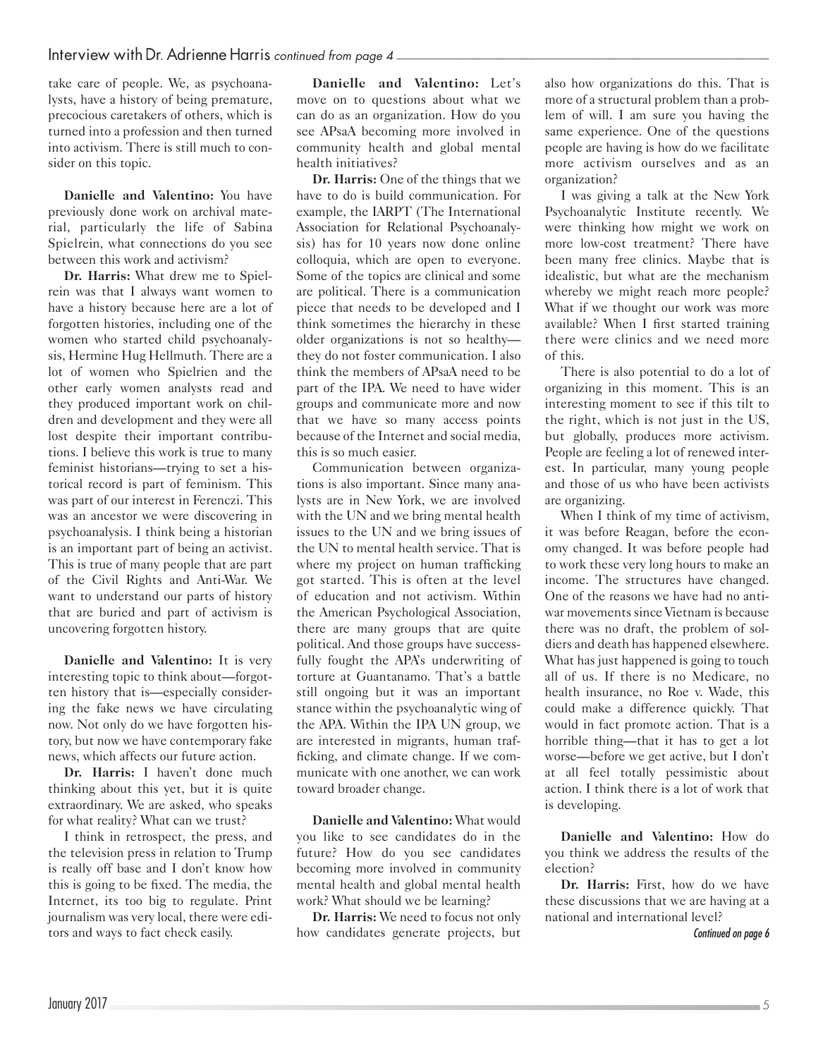take care of people. We, as psychoanalysts, have a history of being premature, precocious caretakers of others, which is turned into a profession and then turned into activism. There is still much to consider on this topic.

**Danielle and Valentino:** You have previously done work on archival material, particularly the life of Sabina Spielrein, what connections do you see between this work and activism?

**Dr. Harris:** What drew me to Spielrein was that I always want women to have a history because here are a lot of forgotten histories, including one of the women who started child psychoanalysis, Hermine Hug Hellmuth. There are a lot of women who Spielrien and the other early women analysts read and they produced important work on children and development and they were all lost despite their important contributions. I believe this work is true to many feminist historians—trying to set a historical record is part of feminism. This was part of our interest in Ferenczi. This was an ancestor we were discovering in psychoanalysis. I think being a historian is an important part of being an activist. This is true of many people that are part of the Civil Rights and Anti-War. We want to understand our parts of history that are buried and part of activism is uncovering forgotten history.

**Danielle and Valentino:** It is very interesting topic to think about—forgotten history that is—especially considering the fake news we have circulating now. Not only do we have forgotten history, but now we have contemporary fake news, which affects our future action.

**Dr. Harris:** I haven't done much thinking about this yet, but it is quite extraordinary. We are asked, who speaks for what reality? What can we trust?

I think in retrospect, the press, and the television press in relation to Trump is really off base and I don't know how this is going to be fixed. The media, the Internet, its too big to regulate. Print journalism was very local, there were editors and ways to fact check easily.

**Danielle and Valentino:** Let's move on to questions about what we can do as an organization. How do you see APsaA becoming more involved in community health and global mental health initiatives?

**Dr. Harris:** One of the things that we have to do is build communication. For example, the IARPT (The International Association for Relational Psychoanalysis) has for 10 years now done online colloquia, which are open to everyone. Some of the topics are clinical and some are political. There is a communication piece that needs to be developed and I think sometimes the hierarchy in these older organizations is not so healthy—they do not foster communication. I also think the members of APsaA need to be part of the IPA. We need to have wider groups and communicate more and now that we have so many access points because of the Internet and social media, this is so much easier.

Communication between organizations is also important. Since many analysts are in New York, we are involved with the UN and we bring mental health issues to the UN and we bring issues of the UN to mental health service. That is where my project on human trafficking got started. This is often at the level of education and not activism. Within the American Psychological Association, there are many groups that are quite political. And those groups have successfully fought the APA's underwriting of torture at Guantanamo. That's a battle still ongoing but it was an important stance within the psychoanalytic wing of the APA. Within the IPA UN group, we are interested in migrants, human trafficking, and climate change. If we communicate with one another, we can work toward broader change.

**Danielle and Valentino:** What would you like to see candidates do in the future? How do you see candidates becoming more involved in community mental health and global mental health work? What should we be learning?

**Dr. Harris:** We need to focus not only how candidates generate projects, but also how organizations do this. That is more of a structural problem than a problem of will. I am sure you having the same experience. One of the questions people are having is how do we facilitate more activism ourselves and as an organization?

I was giving a talk at the New York Psychoanalytic Institute recently. We were thinking how might we work on more low-cost treatment? There have been many free clinics. Maybe that is idealistic, but what are the mechanism whereby we might reach more people? What if we thought our work was more available? When I first started training there were clinics and we need more of this.

There is also potential to do a lot of organizing in this moment. This is an interesting moment to see if this tilt to the right, which is not just in the US, but globally, produces more activism. People are feeling a lot of renewed interest. In particular, many young people and those of us who have been activists are organizing.

When I think of my time of activism, it was before Reagan, before the economy changed. It was before people had to work these very long hours to make an income. The structures have changed. One of the reasons we have had no anti-war movements since Vietnam is because there was no draft, the problem of soldiers and death has happened elsewhere. What has just happened is going to touch all of us. If there is no Medicare, no health insurance, no Roe v. Wade, this could make a difference quickly. That would in fact promote action. That is a horrible thing—that it has to get a lot worse—before we get active, but I don't at all feel totally pessimistic about action. I think there is a lot of work that is developing.

**Danielle and Valentino:** How do you think we address the results of the election?

**Dr. Harris:** First, how do we have these discussions that we are having at a national and international level?

*Continued on page 6*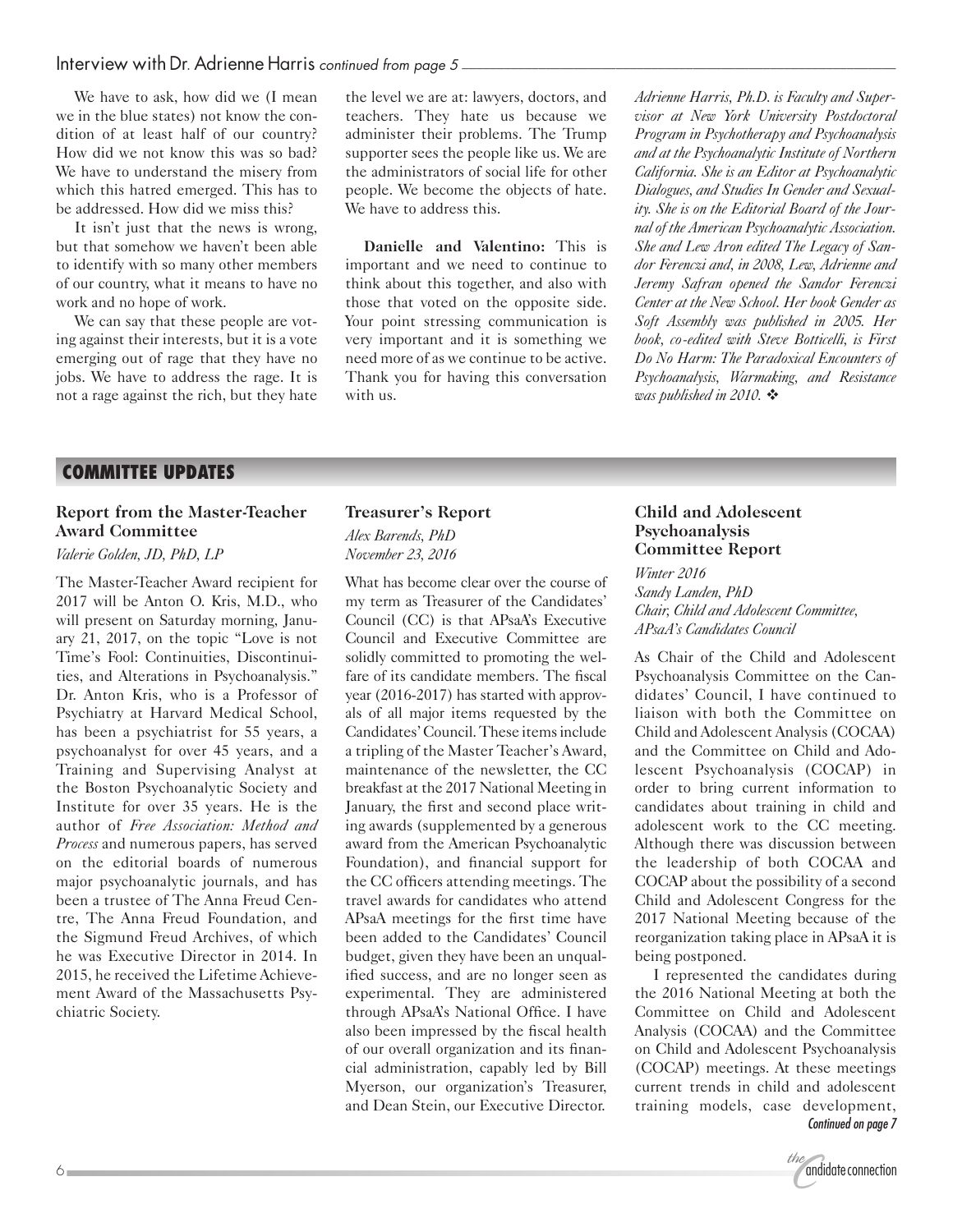Interview with Dr. Adrienne Harris *continued from page 5*

We have to ask, how did we (I mean we in the blue states) not know the condition of at least half of our country? How did we not know this was so bad? We have to understand the misery from which this hatred emerged. This has to be addressed. How did we miss this?

It isn't just that the news is wrong, but that somehow we haven't been able to identify with so many other members of our country, what it means to have no work and no hope of work.

We can say that these people are voting against their interests, but it is a vote emerging out of rage that they have no jobs. We have to address the rage. It is not a rage against the rich, but they hate the level we are at: lawyers, doctors, and teachers. They hate us because we administer their problems. The Trump supporter sees the people like us. We are the administrators of social life for other people. We become the objects of hate. We have to address this.

**Danielle and Valentino:** This is important and we need to continue to think about this together, and also with those that voted on the opposite side. Your point stressing communication is very important and it is something we need more of as we continue to be active. Thank you for having this conversation with us.

*Adrienne Harris, Ph.D. is Faculty and Supervisor at New York University Postdoctoral Program in Psychotherapy and Psychoanalysis and at the Psychoanalytic Institute of Northern California. She is an Editor at Psychoanalytic Dialogues, and Studies In Gender and Sexuality. She is on the Editorial Board of the Journal of the American Psychoanalytic Association. She and Lew Aron edited The Legacy of Sandor Ferenczi and, in 2008, Lew, Adrienne and Jeremy Safran opened the Sandor Ferenczi Center at the New School. Her book Gender as Soft Assembly was published in 2005. Her book, co-edited with Steve Botticelli, is First Do No Harm: The Paradoxical Encounters of Psychoanalysis, Warmaking, and Resistance was published in 2010.* ❖

## COMMITTEE UPDATES

### Report from the Master-Teacher Award Committee

*Valerie Golden, JD, PhD, LP*

The Master-Teacher Award recipient for 2017 will be Anton O. Kris, M.D., who will present on Saturday morning, January 21, 2017, on the topic "Love is not Time's Fool: Continuities, Discontinuities, and Alterations in Psychoanalysis." Dr. Anton Kris, who is a Professor of Psychiatry at Harvard Medical School, has been a psychiatrist for 55 years, a psychoanalyst for over 45 years, and a Training and Supervising Analyst at the Boston Psychoanalytic Society and Institute for over 35 years. He is the author of *Free Association: Method and Process* and numerous papers, has served on the editorial boards of numerous major psychoanalytic journals, and has been a trustee of The Anna Freud Centre, The Anna Freud Foundation, and the Sigmund Freud Archives, of which he was Executive Director in 2014. In 2015, he received the Lifetime Achievement Award of the Massachusetts Psychiatric Society.

### Treasurer's Report

*Alex Barends, PhD*
*November 23, 2016*

What has become clear over the course of my term as Treasurer of the Candidates' Council (CC) is that APsaA's Executive Council and Executive Committee are solidly committed to promoting the welfare of its candidate members. The fiscal year (2016-2017) has started with approvals of all major items requested by the Candidates' Council. These items include a tripling of the Master Teacher's Award, maintenance of the newsletter, the CC breakfast at the 2017 National Meeting in January, the first and second place writing awards (supplemented by a generous award from the American Psychoanalytic Foundation), and financial support for the CC officers attending meetings. The travel awards for candidates who attend APsaA meetings for the first time have been added to the Candidates' Council budget, given they have been an unqualified success, and are no longer seen as experimental. They are administered through APsaA's National Office. I have also been impressed by the fiscal health of our overall organization and its financial administration, capably led by Bill Myerson, our organization's Treasurer, and Dean Stein, our Executive Director.

### Child and Adolescent Psychoanalysis Committee Report

*Winter 2016*
*Sandy Landen, PhD*
*Chair, Child and Adolescent Committee, APsaA's Candidates Council*

As Chair of the Child and Adolescent Psychoanalysis Committee on the Candidates' Council, I have continued to liaison with both the Committee on Child and Adolescent Analysis (COCAA) and the Committee on Child and Adolescent Psychoanalysis (COCAP) in order to bring current information to candidates about training in child and adolescent work to the CC meeting. Although there was discussion between the leadership of both COCAA and COCAP about the possibility of a second Child and Adolescent Congress for the 2017 National Meeting because of the reorganization taking place in APsaA it is being postponed.

I represented the candidates during the 2016 National Meeting at both the Committee on Child and Adolescent Analysis (COCAA) and the Committee on Child and Adolescent Psychoanalysis (COCAP) meetings. At these meetings current trends in child and adolescent training models, case development,

*Continued on page 7*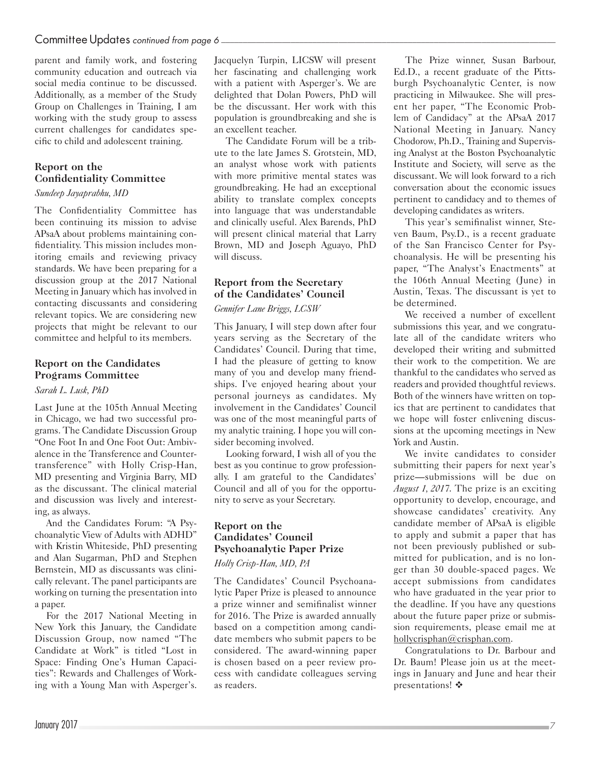parent and family work, and fostering community education and outreach via social media continue to be discussed. Additionally, as a member of the Study Group on Challenges in Training, I am working with the study group to assess current challenges for candidates specific to child and adolescent training.

### Report on the Confidentiality Committee

*Sundeep Jayaprabhu, MD*

The Confidentiality Committee has been continuing its mission to advise APsaA about problems maintaining confidentiality. This mission includes monitoring emails and reviewing privacy standards. We have been preparing for a discussion group at the 2017 National Meeting in January which has involved in contacting discussants and considering relevant topics. We are considering new projects that might be relevant to our committee and helpful to its members.

### Report on the Candidates Programs Committee

*Sarah L. Lusk, PhD*

Last June at the 105th Annual Meeting in Chicago, we had two successful programs. The Candidate Discussion Group "One Foot In and One Foot Out: Ambivalence in the Transference and Countertransference" with Holly Crisp-Han, MD presenting and Virginia Barry, MD as the discussant. The clinical material and discussion was lively and interesting, as always.

And the Candidates Forum: "A Psychoanalytic View of Adults with ADHD" with Kristin Whiteside, PhD presenting and Alan Sugarman, PhD and Stephen Bernstein, MD as discussants was clinically relevant. The panel participants are working on turning the presentation into a paper.

For the 2017 National Meeting in New York this January, the Candidate Discussion Group, now named "The Candidate at Work" is titled "Lost in Space: Finding One's Human Capacities": Rewards and Challenges of Working with a Young Man with Asperger's. Jacquelyn Turpin, LICSW will present her fascinating and challenging work with a patient with Asperger's. We are delighted that Dolan Powers, PhD will be the discussant. Her work with this population is groundbreaking and she is an excellent teacher.

The Candidate Forum will be a tribute to the late James S. Grotstein, MD, an analyst whose work with patients with more primitive mental states was groundbreaking. He had an exceptional ability to translate complex concepts into language that was understandable and clinically useful. Alex Barends, PhD will present clinical material that Larry Brown, MD and Joseph Aguayo, PhD will discuss.

### Report from the Secretary of the Candidates' Council

*Gennifer Lane Briggs, LCSW*

This January, I will step down after four years serving as the Secretary of the Candidates' Council. During that time, I had the pleasure of getting to know many of you and develop many friendships. I've enjoyed hearing about your personal journeys as candidates. My involvement in the Candidates' Council was one of the most meaningful parts of my analytic training. I hope you will consider becoming involved.

Looking forward, I wish all of you the best as you continue to grow professionally. I am grateful to the Candidates' Council and all of you for the opportunity to serve as your Secretary.

### Report on the Candidates' Council Psychoanalytic Paper Prize

*Holly Crisp-Han, MD, PA*

The Candidates' Council Psychoanalytic Paper Prize is pleased to announce a prize winner and semifinalist winner for 2016. The Prize is awarded annually based on a competition among candidate members who submit papers to be considered. The award-winning paper is chosen based on a peer review process with candidate colleagues serving as readers.

The Prize winner, Susan Barbour, Ed.D., a recent graduate of the Pittsburgh Psychoanalytic Center, is now practicing in Milwaukee. She will present her paper, "The Economic Problem of Candidacy" at the APsaA 2017 National Meeting in January. Nancy Chodorow, Ph.D., Training and Supervising Analyst at the Boston Psychoanalytic Institute and Society, will serve as the discussant. We will look forward to a rich conversation about the economic issues pertinent to candidacy and to themes of developing candidates as writers.

This year's semifinalist winner, Steven Baum, Psy.D., is a recent graduate of the San Francisco Center for Psychoanalysis. He will be presenting his paper, "The Analyst's Enactments" at the 106th Annual Meeting (June) in Austin, Texas. The discussant is yet to be determined.

We received a number of excellent submissions this year, and we congratulate all of the candidate writers who developed their writing and submitted their work to the competition. We are thankful to the candidates who served as readers and provided thoughtful reviews. Both of the winners have written on topics that are pertinent to candidates that we hope will foster enlivening discussions at the upcoming meetings in New York and Austin.

We invite candidates to consider submitting their papers for next year's prize—submissions will be due on *August 1, 2017*. The prize is an exciting opportunity to develop, encourage, and showcase candidates' creativity. Any candidate member of APsaA is eligible to apply and submit a paper that has not been previously published or submitted for publication, and is no longer than 30 double-spaced pages. We accept submissions from candidates who have graduated in the year prior to the deadline. If you have any questions about the future paper prize or submission requirements, please email me at hollycrisphan@crisphan.com.

Congratulations to Dr. Barbour and Dr. Baum! Please join us at the meetings in January and June and hear their presentations! ❖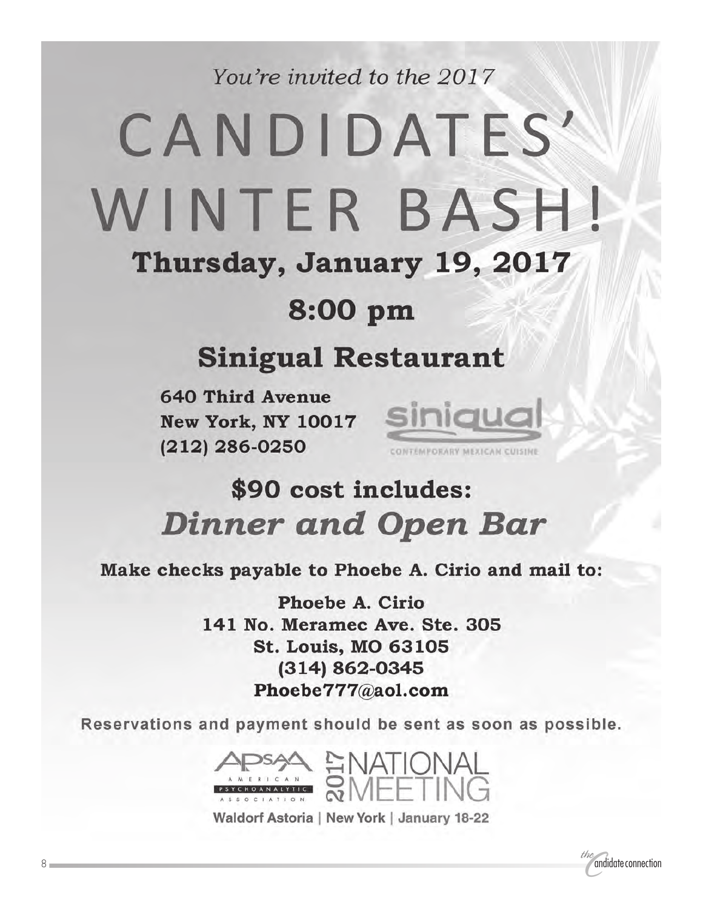*You're invited to the 2017*

# CANDIDATES' WINTER BASH!

## Thursday, January 19, 2017

## 8:00 pm

## Sinigual Restaurant

**640 Third Avenue**
**New York, NY 10017**
**(212) 286-0250**

siniqual
CONTEMPORARY MEXICAN CUISINE

## $90 cost includes:

## *Dinner and Open Bar*

**Make checks payable to Phoebe A. Cirio and mail to:**

**Phoebe A. Cirio**
**141 No. Meramec Ave. Ste. 305**
**St. Louis, MO 63105**
**(314) 862-0345**
**Phoebe777@aol.com**

**Reservations and payment should be sent as soon as possible.**

APsaA AMERICAN PSYCHOANALYTIC ASSOCIATION 2017 NATIONAL MEETING

Waldorf Astoria | New York | January 18-22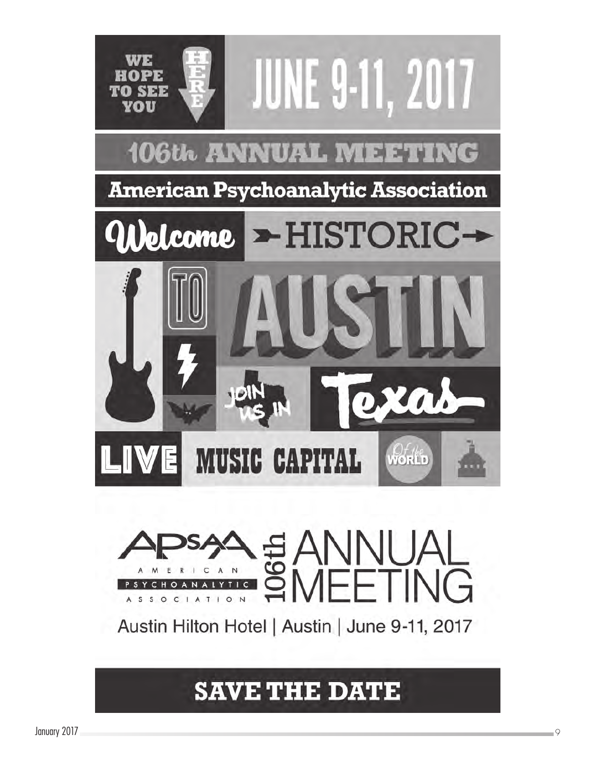WE HOPE TO SEE YOU HERE

# JUNE 9-11, 2017

## 106th ANNUAL MEETING

## American Psychoanalytic Association

Welcome TO HISTORIC AUSTIN

JOIN US IN Texas

LIVE MUSIC CAPITAL Of the WORLD

APsaA AMERICAN PSYCHOANALYTIC ASSOCIATION 106th ANNUAL MEETING

Austin Hilton Hotel | Austin | June 9-11, 2017

## SAVE THE DATE